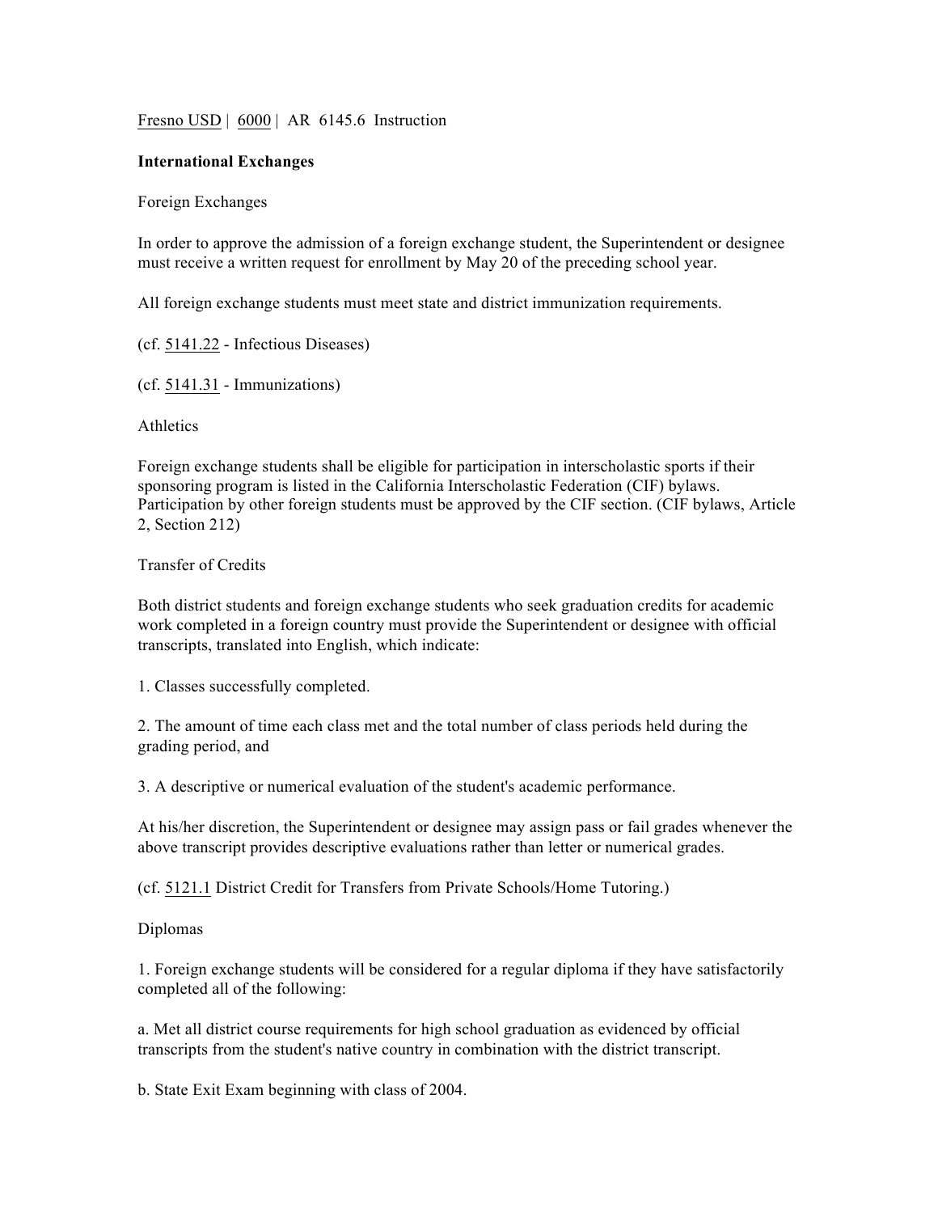Fresno USD | 6000 | AR 6145.6 Instruction

**International Exchanges**

Foreign Exchanges

In order to approve the admission of a foreign exchange student, the Superintendent or designee must receive a written request for enrollment by May 20 of the preceding school year.

All foreign exchange students must meet state and district immunization requirements.

(cf. 5141.22 - Infectious Diseases)

(cf. 5141.31 - Immunizations)

Athletics

Foreign exchange students shall be eligible for participation in interscholastic sports if their sponsoring program is listed in the California Interscholastic Federation (CIF) bylaws. Participation by other foreign students must be approved by the CIF section. (CIF bylaws, Article 2, Section 212)

Transfer of Credits

Both district students and foreign exchange students who seek graduation credits for academic work completed in a foreign country must provide the Superintendent or designee with official transcripts, translated into English, which indicate:

1. Classes successfully completed.

2. The amount of time each class met and the total number of class periods held during the grading period, and

3. A descriptive or numerical evaluation of the student's academic performance.

At his/her discretion, the Superintendent or designee may assign pass or fail grades whenever the above transcript provides descriptive evaluations rather than letter or numerical grades.

(cf. 5121.1 District Credit for Transfers from Private Schools/Home Tutoring.)

Diplomas

1. Foreign exchange students will be considered for a regular diploma if they have satisfactorily completed all of the following:

a. Met all district course requirements for high school graduation as evidenced by official transcripts from the student's native country in combination with the district transcript.

b. State Exit Exam beginning with class of 2004.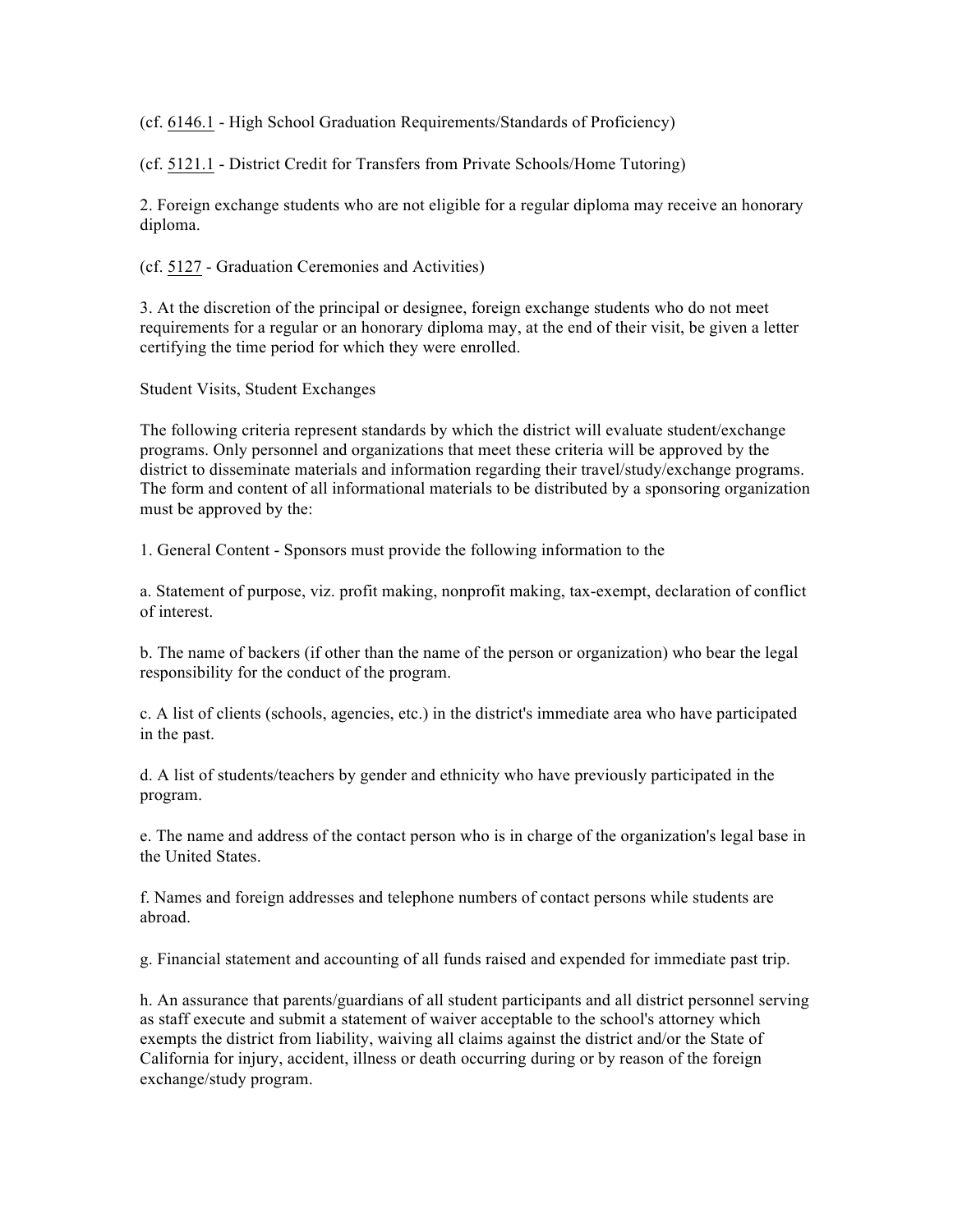(cf. 6146.1 - High School Graduation Requirements/Standards of Proficiency)

(cf. 5121.1 - District Credit for Transfers from Private Schools/Home Tutoring)

2. Foreign exchange students who are not eligible for a regular diploma may receive an honorary diploma.

(cf. 5127 - Graduation Ceremonies and Activities)

3. At the discretion of the principal or designee, foreign exchange students who do not meet requirements for a regular or an honorary diploma may, at the end of their visit, be given a letter certifying the time period for which they were enrolled.

Student Visits, Student Exchanges

The following criteria represent standards by which the district will evaluate student/exchange programs. Only personnel and organizations that meet these criteria will be approved by the district to disseminate materials and information regarding their travel/study/exchange programs. The form and content of all informational materials to be distributed by a sponsoring organization must be approved by the:

1. General Content - Sponsors must provide the following information to the

a. Statement of purpose, viz. profit making, nonprofit making, tax-exempt, declaration of conflict of interest.

b. The name of backers (if other than the name of the person or organization) who bear the legal responsibility for the conduct of the program.

c. A list of clients (schools, agencies, etc.) in the district's immediate area who have participated in the past.

d. A list of students/teachers by gender and ethnicity who have previously participated in the program.

e. The name and address of the contact person who is in charge of the organization's legal base in the United States.

f. Names and foreign addresses and telephone numbers of contact persons while students are abroad.

g. Financial statement and accounting of all funds raised and expended for immediate past trip.

h. An assurance that parents/guardians of all student participants and all district personnel serving as staff execute and submit a statement of waiver acceptable to the school's attorney which exempts the district from liability, waiving all claims against the district and/or the State of California for injury, accident, illness or death occurring during or by reason of the foreign exchange/study program.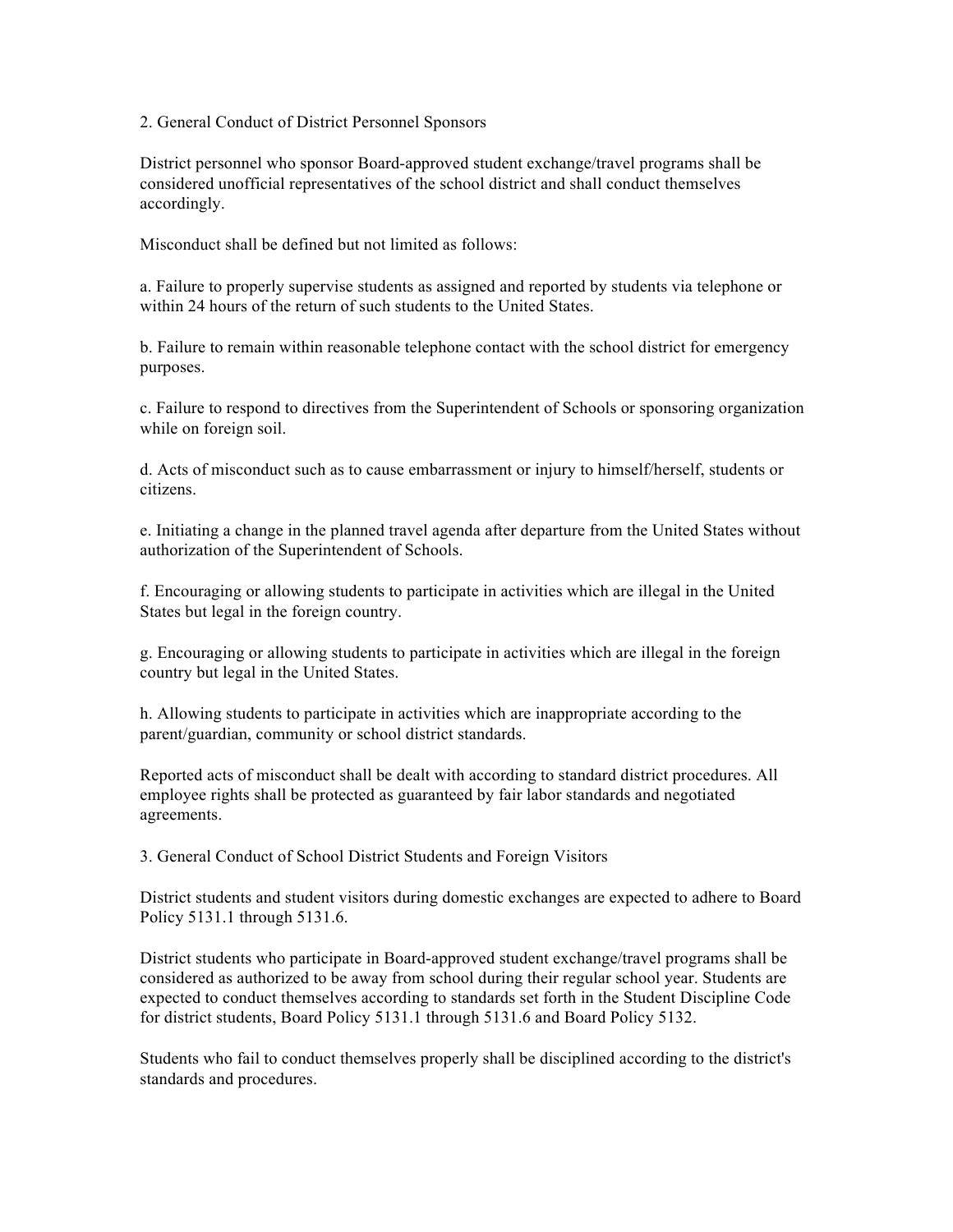## 2. General Conduct of District Personnel Sponsors

District personnel who sponsor Board-approved student exchange/travel programs shall be considered unofficial representatives of the school district and shall conduct themselves accordingly.

Misconduct shall be defined but not limited as follows:

a. Failure to properly supervise students as assigned and reported by students via telephone or within 24 hours of the return of such students to the United States.

b. Failure to remain within reasonable telephone contact with the school district for emergency purposes.

c. Failure to respond to directives from the Superintendent of Schools or sponsoring organization while on foreign soil.

d. Acts of misconduct such as to cause embarrassment or injury to himself/herself, students or citizens.

e. Initiating a change in the planned travel agenda after departure from the United States without authorization of the Superintendent of Schools.

f. Encouraging or allowing students to participate in activities which are illegal in the United States but legal in the foreign country.

g. Encouraging or allowing students to participate in activities which are illegal in the foreign country but legal in the United States.

h. Allowing students to participate in activities which are inappropriate according to the parent/guardian, community or school district standards.

Reported acts of misconduct shall be dealt with according to standard district procedures. All employee rights shall be protected as guaranteed by fair labor standards and negotiated agreements.

## 3. General Conduct of School District Students and Foreign Visitors

District students and student visitors during domestic exchanges are expected to adhere to Board Policy 5131.1 through 5131.6.

District students who participate in Board-approved student exchange/travel programs shall be considered as authorized to be away from school during their regular school year. Students are expected to conduct themselves according to standards set forth in the Student Discipline Code for district students, Board Policy 5131.1 through 5131.6 and Board Policy 5132.

Students who fail to conduct themselves properly shall be disciplined according to the district's standards and procedures.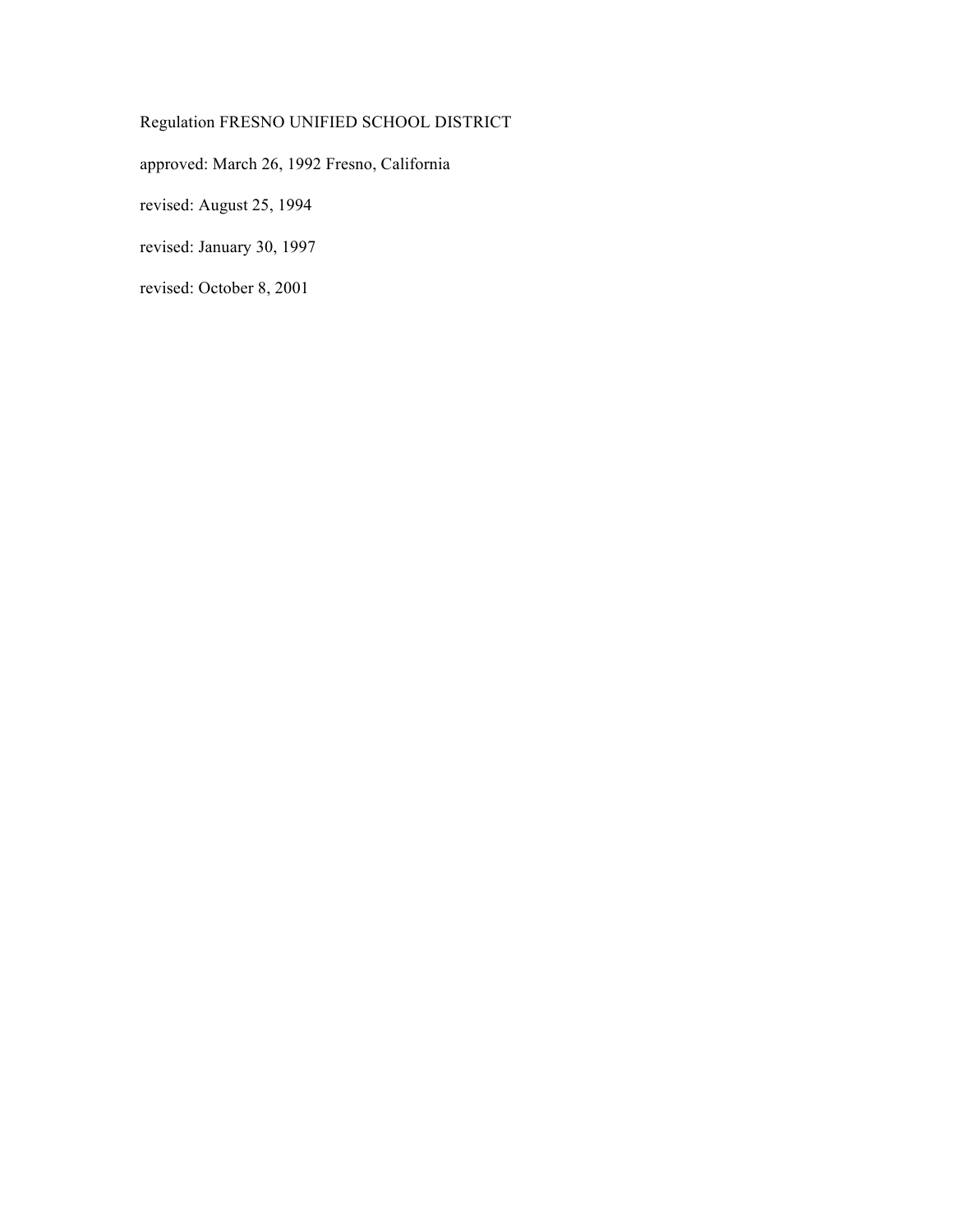Regulation FRESNO UNIFIED SCHOOL DISTRICT

approved: March 26, 1992 Fresno, California

revised: August 25, 1994

revised: January 30, 1997

revised: October 8, 2001